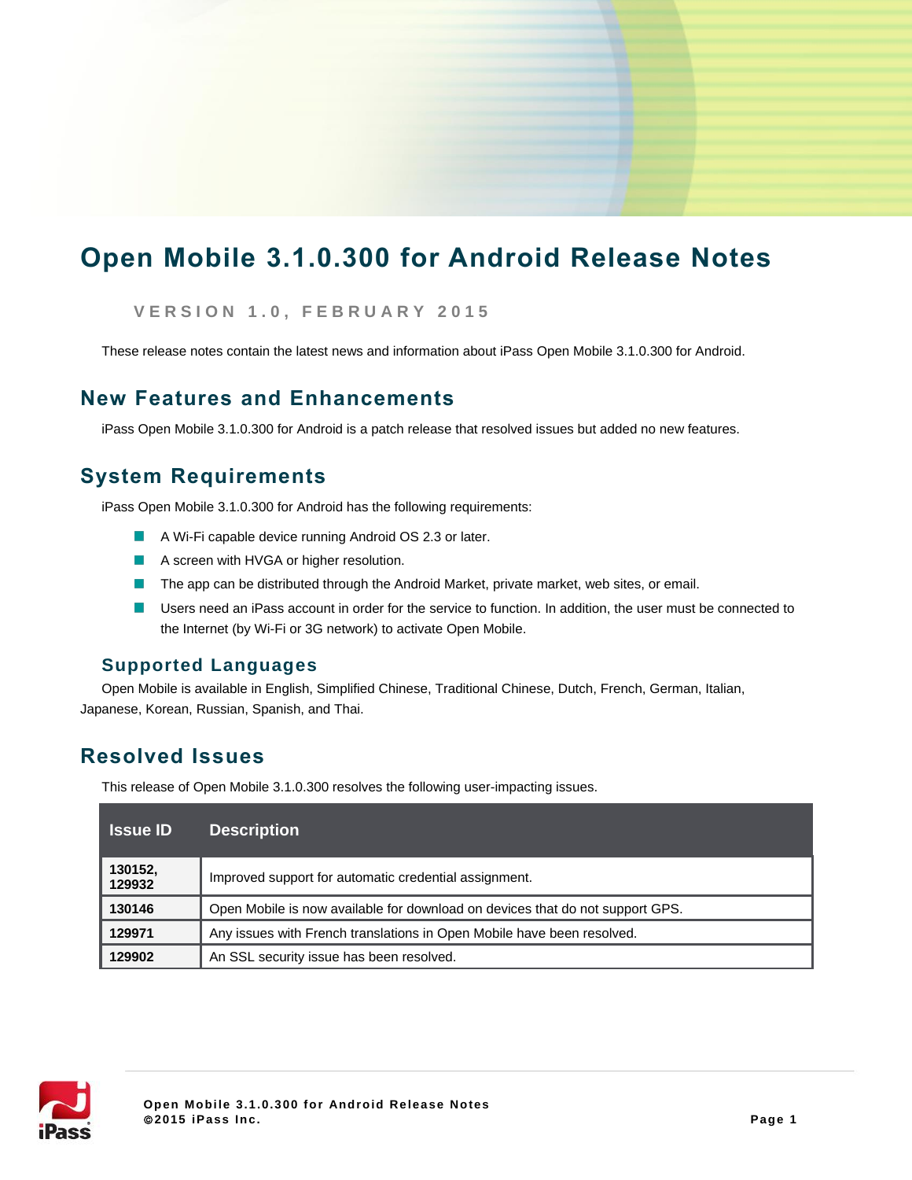# Open Mobile 3.1.0.300 for Android Release Notes

VERSION 1.0, FEBRUARY 2015

These release notes contain the latest news and information about iPass Open Mobile 3.1.0.300 for Android.

## New Features and Enhancements

iPass Open Mobile 3.1.0.300 for Android is a patch release that resolved issues but added no new features.

## System Requirements

iPass Open Mobile 3.1.0.300 for Android has the following requirements:

- A Wi-Fi capable device running Android OS 2.3 or later.
- A screen with HVGA or higher resolution.
- The app can be distributed through the Android Market, private market, web sites, or email.
- Users need an iPass account in order for the service to function. In addition, the user must be connected to the Internet (by Wi-Fi or 3G network) to activate Open Mobile.

### Supported Languages

Open Mobile is available in English, Simplified Chinese, Traditional Chinese, Dutch, French, German, Italian, Japanese, Korean, Russian, Spanish, and Thai.

## Resolved Issues

This release of Open Mobile 3.1.0.300 resolves the following user-impacting issues.

| Issue ID | Description |
|---|---|
| **130152, 129932** | Improved support for automatic credential assignment. |
| **130146** | Open Mobile is now available for download on devices that do not support GPS. |
| **129971** | Any issues with French translations in Open Mobile have been resolved. |
| **129902** | An SSL security issue has been resolved. |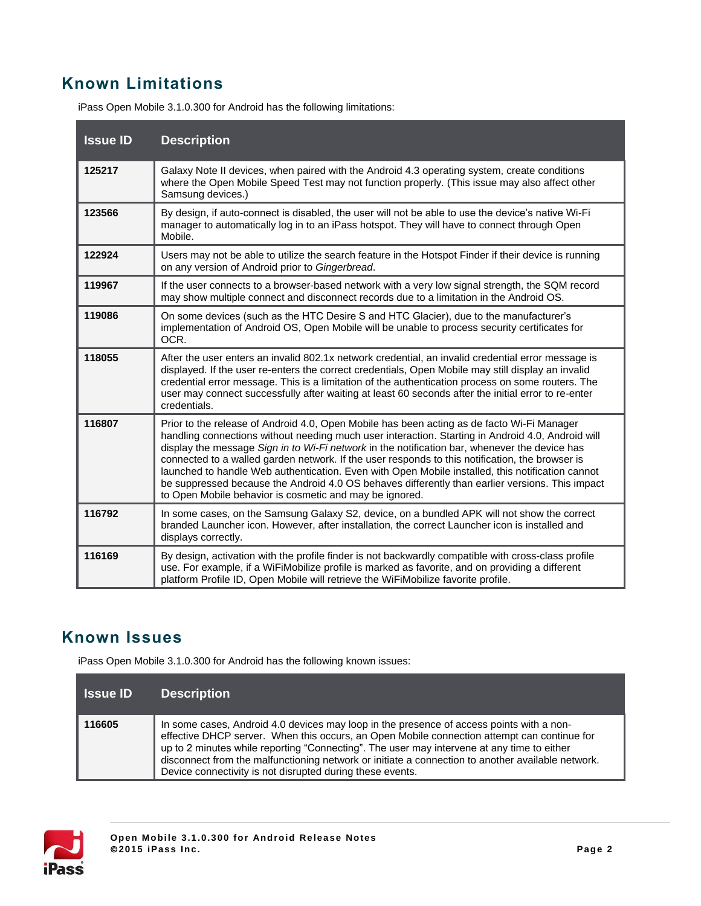## Known Limitations

iPass Open Mobile 3.1.0.300 for Android has the following limitations:

| Issue ID | Description |
|---|---|
| **125217** | Galaxy Note II devices, when paired with the Android 4.3 operating system, create conditions where the Open Mobile Speed Test may not function properly. (This issue may also affect other Samsung devices.) |
| **123566** | By design, if auto-connect is disabled, the user will not be able to use the device's native Wi-Fi manager to automatically log in to an iPass hotspot. They will have to connect through Open Mobile. |
| **122924** | Users may not be able to utilize the search feature in the Hotspot Finder if their device is running on any version of Android prior to *Gingerbread*. |
| **119967** | If the user connects to a browser-based network with a very low signal strength, the SQM record may show multiple connect and disconnect records due to a limitation in the Android OS. |
| **119086** | On some devices (such as the HTC Desire S and HTC Glacier), due to the manufacturer's implementation of Android OS, Open Mobile will be unable to process security certificates for OCR. |
| **118055** | After the user enters an invalid 802.1x network credential, an invalid credential error message is displayed. If the user re-enters the correct credentials, Open Mobile may still display an invalid credential error message. This is a limitation of the authentication process on some routers. The user may connect successfully after waiting at least 60 seconds after the initial error to re-enter credentials. |
| **116807** | Prior to the release of Android 4.0, Open Mobile has been acting as de facto Wi-Fi Manager handling connections without needing much user interaction. Starting in Android 4.0, Android will display the message *Sign in to Wi-Fi network* in the notification bar, whenever the device has connected to a walled garden network. If the user responds to this notification, the browser is launched to handle Web authentication. Even with Open Mobile installed, this notification cannot be suppressed because the Android 4.0 OS behaves differently than earlier versions. This impact to Open Mobile behavior is cosmetic and may be ignored. |
| **116792** | In some cases, on the Samsung Galaxy S2, device, on a bundled APK will not show the correct branded Launcher icon. However, after installation, the correct Launcher icon is installed and displays correctly. |
| **116169** | By design, activation with the profile finder is not backwardly compatible with cross-class profile use. For example, if a WiFiMobilize profile is marked as favorite, and on providing a different platform Profile ID, Open Mobile will retrieve the WiFiMobilize favorite profile. |

## Known Issues

iPass Open Mobile 3.1.0.300 for Android has the following known issues:

| Issue ID | Description |
|---|---|
| **116605** | In some cases, Android 4.0 devices may loop in the presence of access points with a non-effective DHCP server. When this occurs, an Open Mobile connection attempt can continue for up to 2 minutes while reporting "Connecting". The user may intervene at any time to either disconnect from the malfunctioning network or initiate a connection to another available network. Device connectivity is not disrupted during these events. |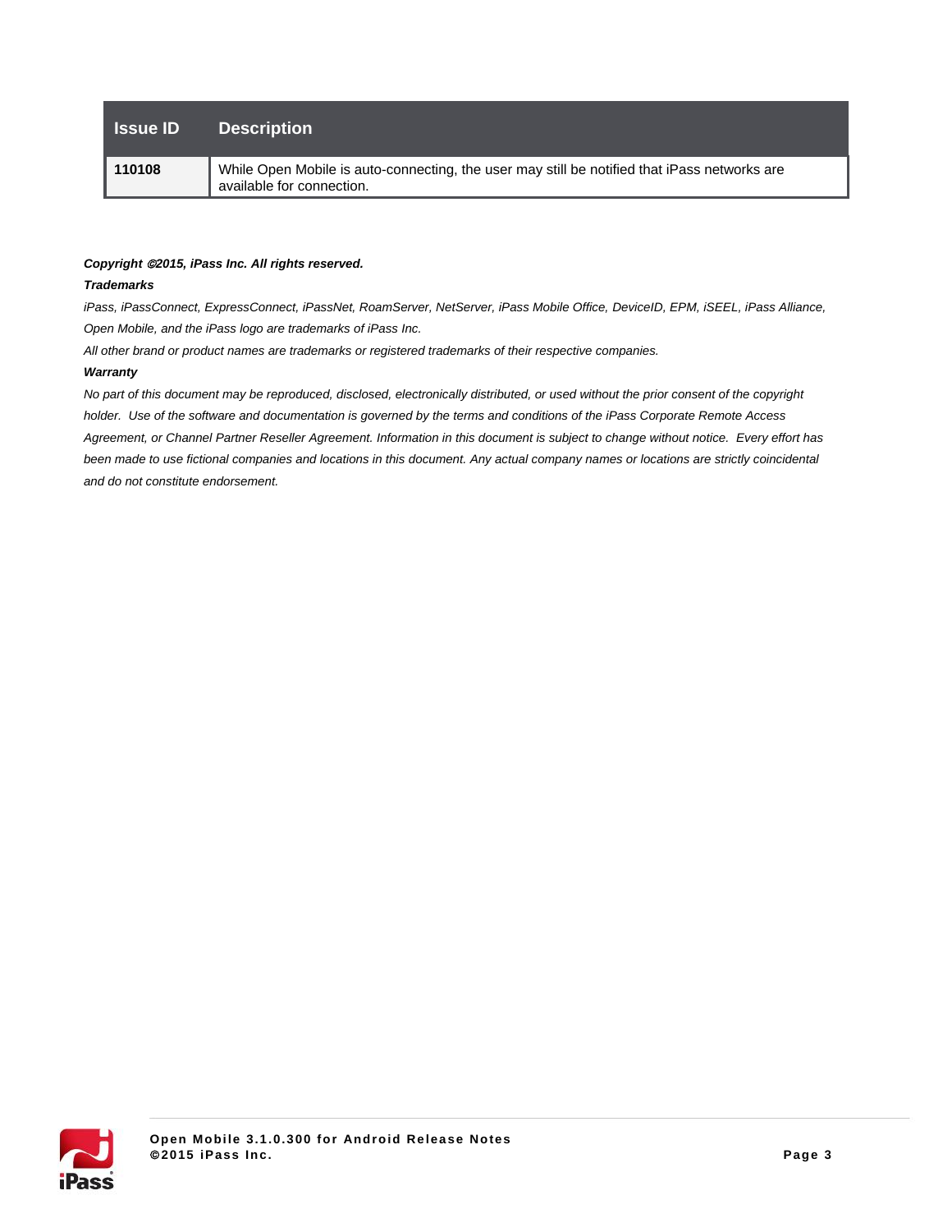| Issue ID | Description |
|---|---|
| **110108** | While Open Mobile is auto-connecting, the user may still be notified that iPass networks are available for connection. |

***Copyright ©2015, iPass Inc. All rights reserved.***

***Trademarks***

*iPass, iPassConnect, ExpressConnect, iPassNet, RoamServer, NetServer, iPass Mobile Office, DeviceID, EPM, iSEEL, iPass Alliance, Open Mobile, and the iPass logo are trademarks of iPass Inc.*

*All other brand or product names are trademarks or registered trademarks of their respective companies.*

***Warranty***

*No part of this document may be reproduced, disclosed, electronically distributed, or used without the prior consent of the copyright holder. Use of the software and documentation is governed by the terms and conditions of the iPass Corporate Remote Access Agreement, or Channel Partner Reseller Agreement. Information in this document is subject to change without notice. Every effort has been made to use fictional companies and locations in this document. Any actual company names or locations are strictly coincidental and do not constitute endorsement.*